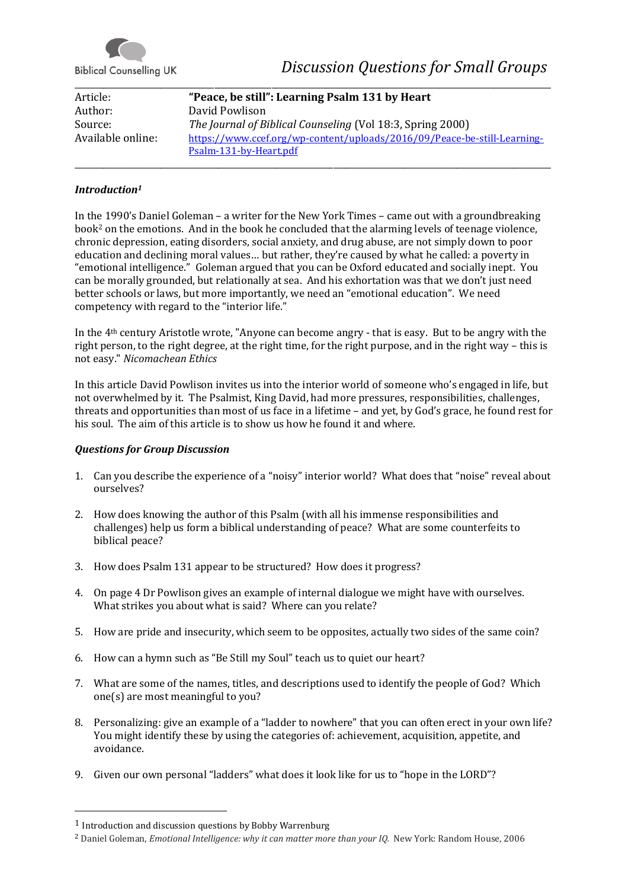Biblical Counselling UK

*Discussion Questions for Small Groups*

| | |
|---|---|
| Article: | **"Peace, be still": Learning Psalm 131 by Heart** |
| Author: | David Powlison |
| Source: | *The Journal of Biblical Counseling* (Vol 18:3, Spring 2000) |
| Available online: | https://www.ccef.org/wp-content/uploads/2016/09/Peace-be-still-Learning-Psalm-131-by-Heart.pdf |

### *Introduction*[1]

In the 1990's Daniel Goleman – a writer for the New York Times – came out with a groundbreaking book[2] on the emotions. And in the book he concluded that the alarming levels of teenage violence, chronic depression, eating disorders, social anxiety, and drug abuse, are not simply down to poor education and declining moral values… but rather, they're caused by what he called: a poverty in "emotional intelligence." Goleman argued that you can be Oxford educated and socially inept. You can be morally grounded, but relationally at sea. And his exhortation was that we don't just need better schools or laws, but more importantly, we need an "emotional education". We need competency with regard to the "interior life."

In the 4th century Aristotle wrote, "Anyone can become angry - that is easy. But to be angry with the right person, to the right degree, at the right time, for the right purpose, and in the right way – this is not easy." *Nicomachean Ethics*

In this article David Powlison invites us into the interior world of someone who's engaged in life, but not overwhelmed by it. The Psalmist, King David, had more pressures, responsibilities, challenges, threats and opportunities than most of us face in a lifetime – and yet, by God's grace, he found rest for his soul. The aim of this article is to show us how he found it and where.

### *Questions for Group Discussion*

1. Can you describe the experience of a "noisy" interior world? What does that "noise" reveal about ourselves?

2. How does knowing the author of this Psalm (with all his immense responsibilities and challenges) help us form a biblical understanding of peace? What are some counterfeits to biblical peace?

3. How does Psalm 131 appear to be structured? How does it progress?

4. On page 4 Dr Powlison gives an example of internal dialogue we might have with ourselves. What strikes you about what is said? Where can you relate?

5. How are pride and insecurity, which seem to be opposites, actually two sides of the same coin?

6. How can a hymn such as "Be Still my Soul" teach us to quiet our heart?

7. What are some of the names, titles, and descriptions used to identify the people of God? Which one(s) are most meaningful to you?

8. Personalizing: give an example of a "ladder to nowhere" that you can often erect in your own life? You might identify these by using the categories of: achievement, acquisition, appetite, and avoidance.

9. Given our own personal "ladders" what does it look like for us to "hope in the LORD"?

---

[1] Introduction and discussion questions by Bobby Warrenburg

[2] Daniel Goleman, *Emotional Intelligence: why it can matter more than your IQ.* New York: Random House, 2006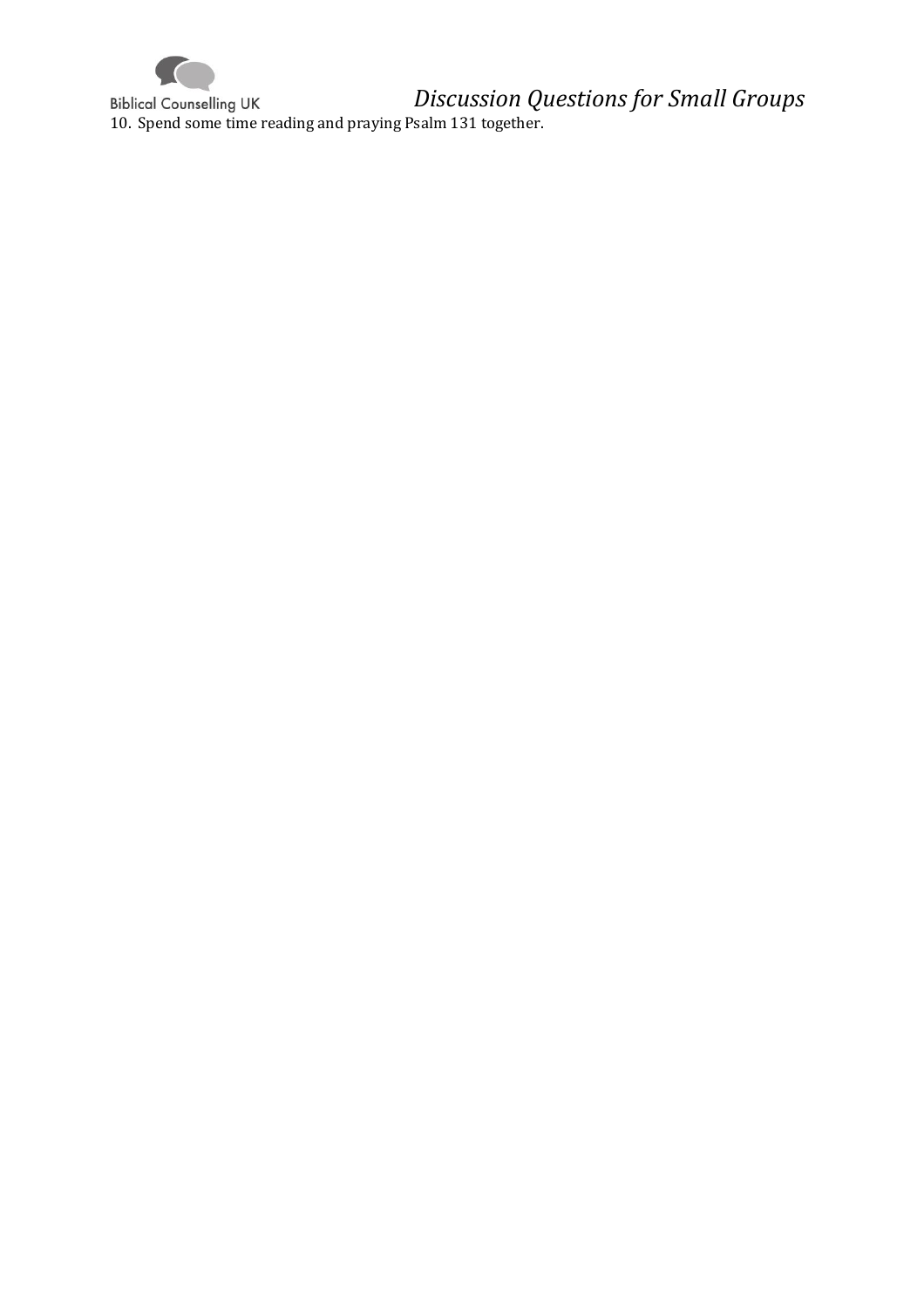10. Spend some time reading and praying Psalm 131 together.